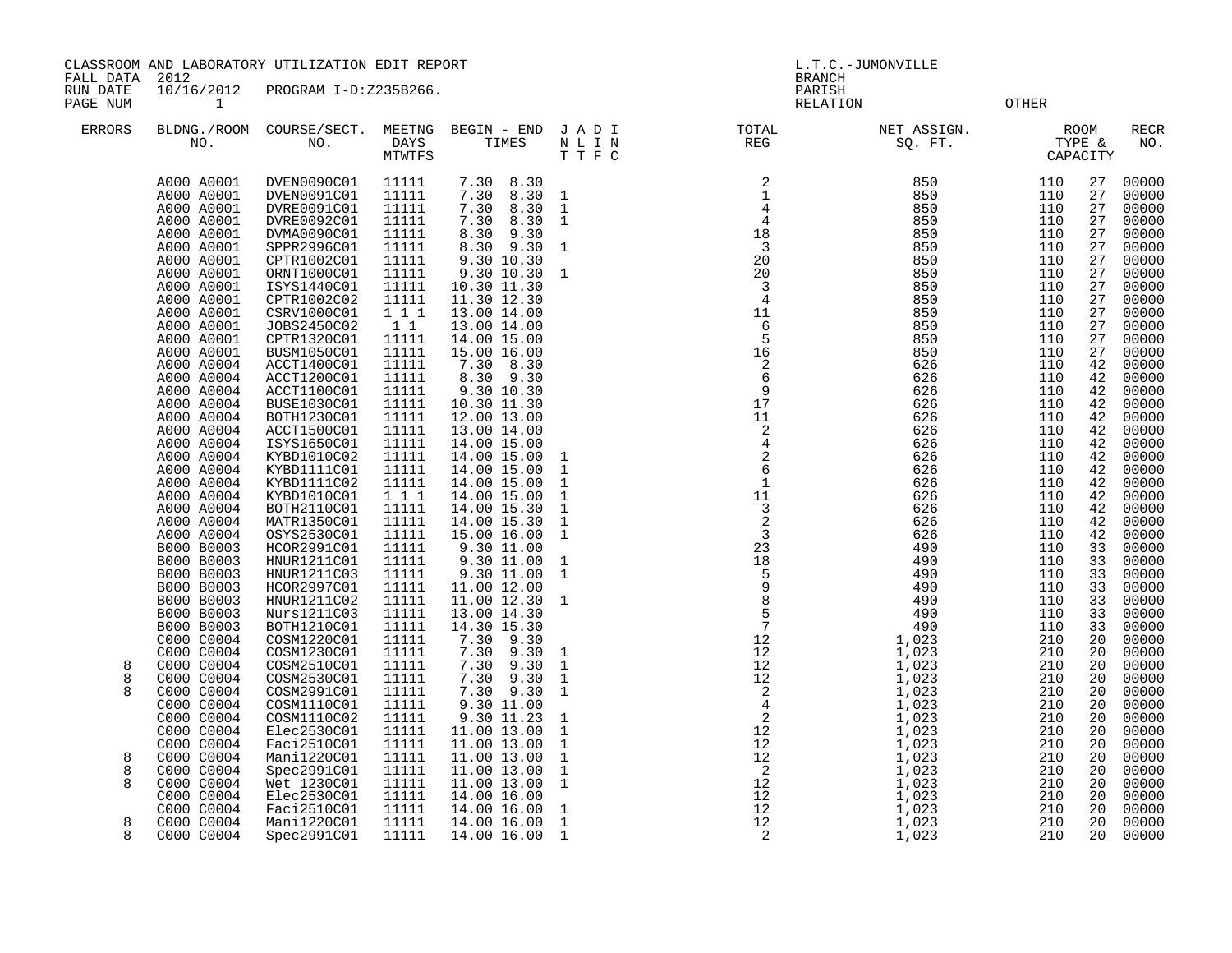CLASSROOM AND LABORATORY UTILIZATION EDIT REPORT
FALL DATA 2012
RUN DATE 10/16/2012 PROGRAM I-D:Z235B266.
PAGE NUM 1

L.T.C.-JUMONVILLE
BRANCH
PARISH
RELATION OTHER

| ERRORS | BLDNG./ROOM NO. | COURSE/SECT. NO. | MEETNG DAYS MTWTFS | BEGIN - END TIMES | J A D I N L I N T T F C | TOTAL REG | NET ASSIGN. SQ. FT. | ROOM TYPE & CAPACITY | | RECR NO. |
|---|---|---|---|---|---|---|---|---|---|---|
| | A000 A0001 | DVEN0090C01 | 11111 | 7.30 8.30 | | 2 | 850 | 110 | 27 | 00000 |
| | A000 A0001 | DVEN0091C01 | 11111 | 7.30 8.30 | 1 | 1 | 850 | 110 | 27 | 00000 |
| | A000 A0001 | DVRE0091C01 | 11111 | 7.30 8.30 | 1 | 4 | 850 | 110 | 27 | 00000 |
| | A000 A0001 | DVRE0092C01 | 11111 | 7.30 8.30 | 1 | 4 | 850 | 110 | 27 | 00000 |
| | A000 A0001 | DVMA0090C01 | 11111 | 8.30 9.30 | | 18 | 850 | 110 | 27 | 00000 |
| | A000 A0001 | SPPR2996C01 | 11111 | 8.30 9.30 | 1 | 3 | 850 | 110 | 27 | 00000 |
| | A000 A0001 | CPTR1002C01 | 11111 | 9.30 10.30 | | 20 | 850 | 110 | 27 | 00000 |
| | A000 A0001 | ORNT1000C01 | 11111 | 9.30 10.30 | 1 | 20 | 850 | 110 | 27 | 00000 |
| | A000 A0001 | ISYS1440C01 | 11111 | 10.30 11.30 | | 3 | 850 | 110 | 27 | 00000 |
| | A000 A0001 | CPTR1002C02 | 11111 | 11.30 12.30 | | 4 | 850 | 110 | 27 | 00000 |
| | A000 A0001 | CSRV1000C01 | 1 1 1 | 13.00 14.00 | | 11 | 850 | 110 | 27 | 00000 |
| | A000 A0001 | JOBS2450C02 | 1 1 | 13.00 14.00 | | 6 | 850 | 110 | 27 | 00000 |
| | A000 A0001 | CPTR1320C01 | 11111 | 14.00 15.00 | | 5 | 850 | 110 | 27 | 00000 |
| | A000 A0001 | BUSM1050C01 | 11111 | 15.00 16.00 | | 16 | 850 | 110 | 27 | 00000 |
| | A000 A0004 | ACCT1400C01 | 11111 | 7.30 8.30 | | 2 | 626 | 110 | 42 | 00000 |
| | A000 A0004 | ACCT1200C01 | 11111 | 8.30 9.30 | | 6 | 626 | 110 | 42 | 00000 |
| | A000 A0004 | ACCT1100C01 | 11111 | 9.30 10.30 | | 9 | 626 | 110 | 42 | 00000 |
| | A000 A0004 | BUSE1030C01 | 11111 | 10.30 11.30 | | 17 | 626 | 110 | 42 | 00000 |
| | A000 A0004 | BOTH1230C01 | 11111 | 12.00 13.00 | | 11 | 626 | 110 | 42 | 00000 |
| | A000 A0004 | ACCT1500C01 | 11111 | 13.00 14.00 | | 2 | 626 | 110 | 42 | 00000 |
| | A000 A0004 | ISYS1650C01 | 11111 | 14.00 15.00 | | 4 | 626 | 110 | 42 | 00000 |
| | A000 A0004 | KYBD1010C02 | 11111 | 14.00 15.00 | 1 | 2 | 626 | 110 | 42 | 00000 |
| | A000 A0004 | KYBD1111C01 | 11111 | 14.00 15.00 | 1 | 6 | 626 | 110 | 42 | 00000 |
| | A000 A0004 | KYBD1111C02 | 11111 | 14.00 15.00 | 1 | 1 | 626 | 110 | 42 | 00000 |
| | A000 A0004 | KYBD1010C01 | 1 1 1 | 14.00 15.00 | 1 | 11 | 626 | 110 | 42 | 00000 |
| | A000 A0004 | BOTH2110C01 | 11111 | 14.00 15.30 | 1 | 3 | 626 | 110 | 42 | 00000 |
| | A000 A0004 | MATR1350C01 | 11111 | 14.00 15.30 | 1 | 2 | 626 | 110 | 42 | 00000 |
| | A000 A0004 | OSYS2530C01 | 11111 | 15.00 16.00 | 1 | 3 | 626 | 110 | 42 | 00000 |
| | B000 B0003 | HCOR2991C01 | 11111 | 9.30 11.00 | | 23 | 490 | 110 | 33 | 00000 |
| | B000 B0003 | HNUR1211C01 | 11111 | 9.30 11.00 | 1 | 18 | 490 | 110 | 33 | 00000 |
| | B000 B0003 | HNUR1211C03 | 11111 | 9.30 11.00 | 1 | 5 | 490 | 110 | 33 | 00000 |
| | B000 B0003 | HCOR2997C01 | 11111 | 11.00 12.00 | | 9 | 490 | 110 | 33 | 00000 |
| | B000 B0003 | HNUR1211C02 | 11111 | 11.00 12.30 | 1 | 8 | 490 | 110 | 33 | 00000 |
| | B000 B0003 | Nurs1211C03 | 11111 | 13.00 14.30 | | 5 | 490 | 110 | 33 | 00000 |
| | B000 B0003 | BOTH1210C01 | 11111 | 14.30 15.30 | | 7 | 490 | 110 | 33 | 00000 |
| | C000 C0004 | COSM1220C01 | 11111 | 7.30 9.30 | | 12 | 1,023 | 210 | 20 | 00000 |
| | C000 C0004 | COSM1230C01 | 11111 | 7.30 9.30 | 1 | 12 | 1,023 | 210 | 20 | 00000 |
| 8 | C000 C0004 | COSM2510C01 | 11111 | 7.30 9.30 | 1 | 12 | 1,023 | 210 | 20 | 00000 |
| 8 | C000 C0004 | COSM2530C01 | 11111 | 7.30 9.30 | 1 | 12 | 1,023 | 210 | 20 | 00000 |
| 8 | C000 C0004 | COSM2991C01 | 11111 | 7.30 9.30 | 1 | 2 | 1,023 | 210 | 20 | 00000 |
| | C000 C0004 | COSM1110C01 | 11111 | 9.30 11.00 | | 4 | 1,023 | 210 | 20 | 00000 |
| | C000 C0004 | COSM1110C02 | 11111 | 9.30 11.23 | 1 | 2 | 1,023 | 210 | 20 | 00000 |
| | C000 C0004 | Elec2530C01 | 11111 | 11.00 13.00 | 1 | 12 | 1,023 | 210 | 20 | 00000 |
| | C000 C0004 | Faci2510C01 | 11111 | 11.00 13.00 | 1 | 12 | 1,023 | 210 | 20 | 00000 |
| 8 | C000 C0004 | Mani1220C01 | 11111 | 11.00 13.00 | 1 | 12 | 1,023 | 210 | 20 | 00000 |
| 8 | C000 C0004 | Spec2991C01 | 11111 | 11.00 13.00 | 1 | 2 | 1,023 | 210 | 20 | 00000 |
| 8 | C000 C0004 | Wet 1230C01 | 11111 | 11.00 13.00 | 1 | 12 | 1,023 | 210 | 20 | 00000 |
| | C000 C0004 | Elec2530C01 | 11111 | 14.00 16.00 | | 12 | 1,023 | 210 | 20 | 00000 |
| | C000 C0004 | Faci2510C01 | 11111 | 14.00 16.00 | 1 | 12 | 1,023 | 210 | 20 | 00000 |
| 8 | C000 C0004 | Mani1220C01 | 11111 | 14.00 16.00 | 1 | 12 | 1,023 | 210 | 20 | 00000 |
| 8 | C000 C0004 | Spec2991C01 | 11111 | 14.00 16.00 | 1 | 2 | 1,023 | 210 | 20 | 00000 |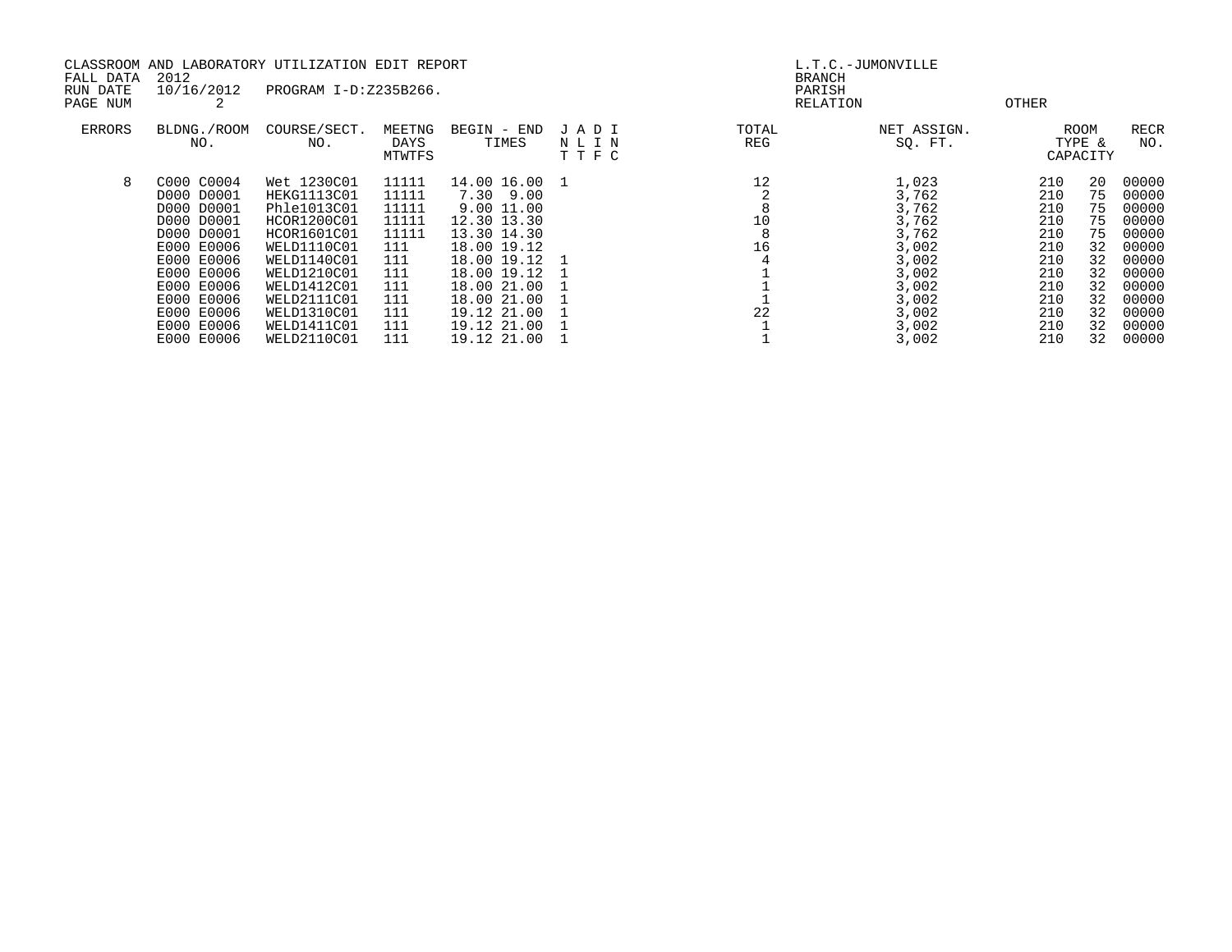CLASSROOM AND LABORATORY UTILIZATION EDIT REPORT
FALL DATA 2012
RUN DATE 10/16/2012 PROGRAM I-D:Z235B266.
PAGE NUM 2

L.T.C.-JUMONVILLE
BRANCH
PARISH
RELATION OTHER

| ERRORS | BLDNG./ROOM NO. | COURSE/SECT. NO. | MEETNG DAYS MTWTFS | BEGIN - END TIMES | J A D I N L I N T T F C | TOTAL REG | NET ASSIGN. SQ. FT. | ROOM TYPE & CAPACITY | | RECR NO. |
|---|---|---|---|---|---|---|---|---|---|---|
| 8 | C000 C0004 | Wet 1230C01 | 11111 | 14.00 16.00 | 1 | 12 | 1,023 | 210 | 20 | 00000 |
| | D000 D0001 | HEKG1113C01 | 11111 | 7.30 9.00 | | 2 | 3,762 | 210 | 75 | 00000 |
| | D000 D0001 | Phle1013C01 | 11111 | 9.00 11.00 | | 8 | 3,762 | 210 | 75 | 00000 |
| | D000 D0001 | HCOR1200C01 | 11111 | 12.30 13.30 | | 10 | 3,762 | 210 | 75 | 00000 |
| | D000 D0001 | HCOR1601C01 | 11111 | 13.30 14.30 | | 8 | 3,762 | 210 | 75 | 00000 |
| | E000 E0006 | WELD1110C01 | 111 | 18.00 19.12 | | 16 | 3,002 | 210 | 32 | 00000 |
| | E000 E0006 | WELD1140C01 | 111 | 18.00 19.12 | 1 | 4 | 3,002 | 210 | 32 | 00000 |
| | E000 E0006 | WELD1210C01 | 111 | 18.00 19.12 | 1 | 1 | 3,002 | 210 | 32 | 00000 |
| | E000 E0006 | WELD1412C01 | 111 | 18.00 21.00 | 1 | 1 | 3,002 | 210 | 32 | 00000 |
| | E000 E0006 | WELD2111C01 | 111 | 18.00 21.00 | 1 | 1 | 3,002 | 210 | 32 | 00000 |
| | E000 E0006 | WELD1310C01 | 111 | 19.12 21.00 | 1 | 22 | 3,002 | 210 | 32 | 00000 |
| | E000 E0006 | WELD1411C01 | 111 | 19.12 21.00 | 1 | 1 | 3,002 | 210 | 32 | 00000 |
| | E000 E0006 | WELD2110C01 | 111 | 19.12 21.00 | 1 | 1 | 3,002 | 210 | 32 | 00000 |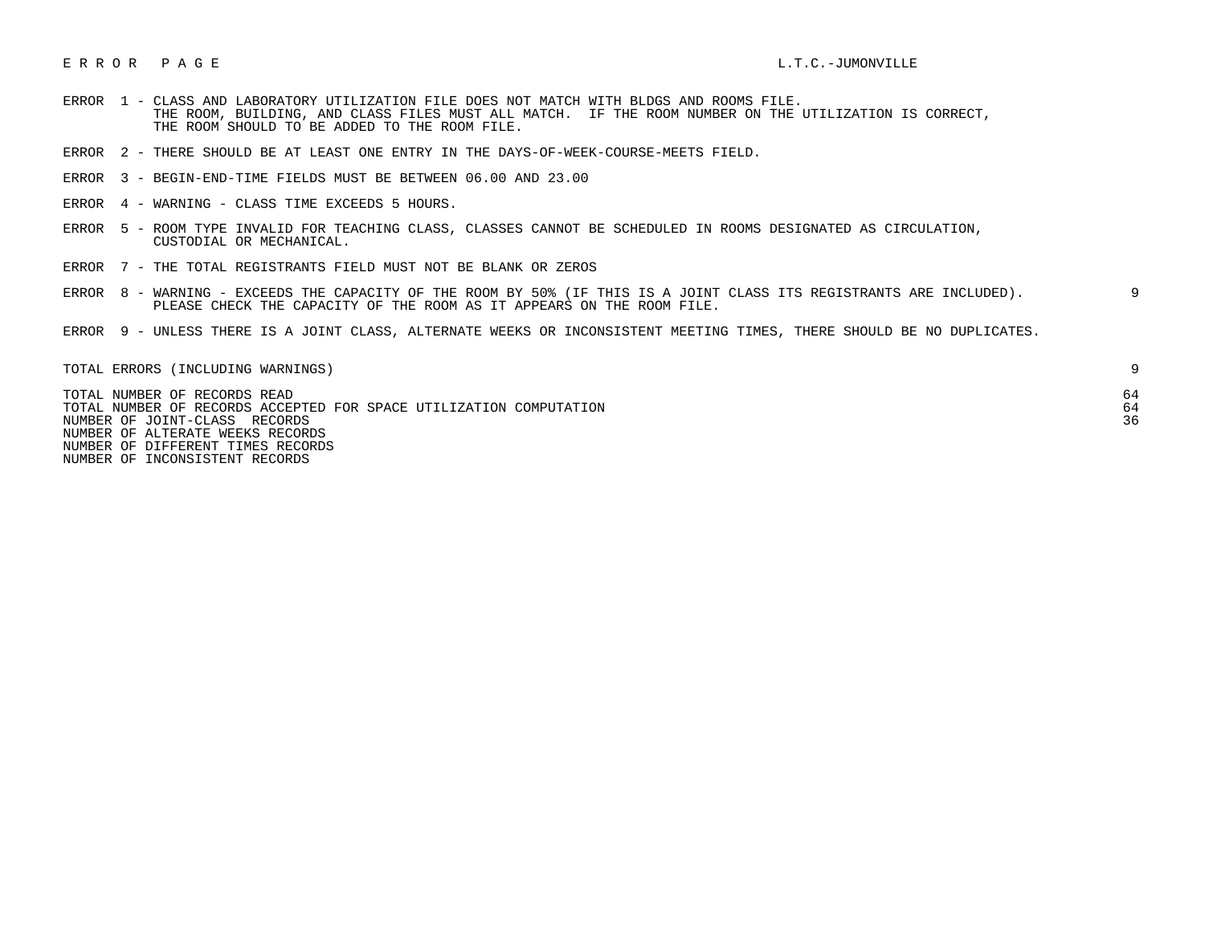E R R O R   P A G E    L.T.C.-JUMONVILLE

ERROR 1 - CLASS AND LABORATORY UTILIZATION FILE DOES NOT MATCH WITH BLDGS AND ROOMS FILE.
THE ROOM, BUILDING, AND CLASS FILES MUST ALL MATCH. IF THE ROOM NUMBER ON THE UTILIZATION IS CORRECT,
THE ROOM SHOULD TO BE ADDED TO THE ROOM FILE.

ERROR 2 - THERE SHOULD BE AT LEAST ONE ENTRY IN THE DAYS-OF-WEEK-COURSE-MEETS FIELD.

ERROR 3 - BEGIN-END-TIME FIELDS MUST BE BETWEEN 06.00 AND 23.00

ERROR 4 - WARNING - CLASS TIME EXCEEDS 5 HOURS.

ERROR 5 - ROOM TYPE INVALID FOR TEACHING CLASS, CLASSES CANNOT BE SCHEDULED IN ROOMS DESIGNATED AS CIRCULATION,
CUSTODIAL OR MECHANICAL.

ERROR 7 - THE TOTAL REGISTRANTS FIELD MUST NOT BE BLANK OR ZEROS

ERROR 8 - WARNING - EXCEEDS THE CAPACITY OF THE ROOM BY 50% (IF THIS IS A JOINT CLASS ITS REGISTRANTS ARE INCLUDED). 9
PLEASE CHECK THE CAPACITY OF THE ROOM AS IT APPEARS ON THE ROOM FILE.

ERROR 9 - UNLESS THERE IS A JOINT CLASS, ALTERNATE WEEKS OR INCONSISTENT MEETING TIMES, THERE SHOULD BE NO DUPLICATES.

| | |
|---|---|
| TOTAL ERRORS (INCLUDING WARNINGS) | 9 |
| TOTAL NUMBER OF RECORDS READ | 64 |
| TOTAL NUMBER OF RECORDS ACCEPTED FOR SPACE UTILIZATION COMPUTATION | 64 |
| NUMBER OF JOINT-CLASS RECORDS | 36 |
| NUMBER OF ALTERNATE WEEKS RECORDS | |
| NUMBER OF DIFFERENT TIMES RECORDS | |
| NUMBER OF INCONSISTENT RECORDS | |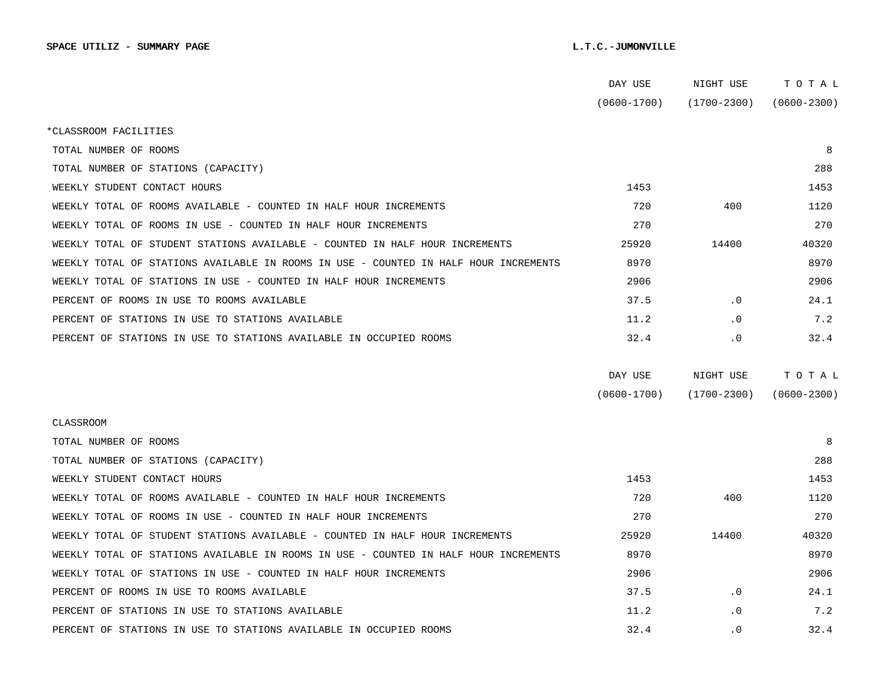**SPACE UTILIZ - SUMMARY PAGE** **L.T.C.-JUMONVILLE**

| | DAY USE (0600-1700) | NIGHT USE (1700-2300) | T O T A L (0600-2300) |
|---|---|---|---|
| *CLASSROOM FACILITIES | | | |
| TOTAL NUMBER OF ROOMS | | | 8 |
| TOTAL NUMBER OF STATIONS (CAPACITY) | | | 288 |
| WEEKLY STUDENT CONTACT HOURS | 1453 | | 1453 |
| WEEKLY TOTAL OF ROOMS AVAILABLE - COUNTED IN HALF HOUR INCREMENTS | 720 | 400 | 1120 |
| WEEKLY TOTAL OF ROOMS IN USE - COUNTED IN HALF HOUR INCREMENTS | 270 | | 270 |
| WEEKLY TOTAL OF STUDENT STATIONS AVAILABLE - COUNTED IN HALF HOUR INCREMENTS | 25920 | 14400 | 40320 |
| WEEKLY TOTAL OF STATIONS AVAILABLE IN ROOMS IN USE - COUNTED IN HALF HOUR INCREMENTS | 8970 | | 8970 |
| WEEKLY TOTAL OF STATIONS IN USE - COUNTED IN HALF HOUR INCREMENTS | 2906 | | 2906 |
| PERCENT OF ROOMS IN USE TO ROOMS AVAILABLE | 37.5 | .0 | 24.1 |
| PERCENT OF STATIONS IN USE TO STATIONS AVAILABLE | 11.2 | .0 | 7.2 |
| PERCENT OF STATIONS IN USE TO STATIONS AVAILABLE IN OCCUPIED ROOMS | 32.4 | .0 | 32.4 |

| | DAY USE (0600-1700) | NIGHT USE (1700-2300) | T O T A L (0600-2300) |
|---|---|---|---|
| CLASSROOM | | | |
| TOTAL NUMBER OF ROOMS | | | 8 |
| TOTAL NUMBER OF STATIONS (CAPACITY) | | | 288 |
| WEEKLY STUDENT CONTACT HOURS | 1453 | | 1453 |
| WEEKLY TOTAL OF ROOMS AVAILABLE - COUNTED IN HALF HOUR INCREMENTS | 720 | 400 | 1120 |
| WEEKLY TOTAL OF ROOMS IN USE - COUNTED IN HALF HOUR INCREMENTS | 270 | | 270 |
| WEEKLY TOTAL OF STUDENT STATIONS AVAILABLE - COUNTED IN HALF HOUR INCREMENTS | 25920 | 14400 | 40320 |
| WEEKLY TOTAL OF STATIONS AVAILABLE IN ROOMS IN USE - COUNTED IN HALF HOUR INCREMENTS | 8970 | | 8970 |
| WEEKLY TOTAL OF STATIONS IN USE - COUNTED IN HALF HOUR INCREMENTS | 2906 | | 2906 |
| PERCENT OF ROOMS IN USE TO ROOMS AVAILABLE | 37.5 | .0 | 24.1 |
| PERCENT OF STATIONS IN USE TO STATIONS AVAILABLE | 11.2 | .0 | 7.2 |
| PERCENT OF STATIONS IN USE TO STATIONS AVAILABLE IN OCCUPIED ROOMS | 32.4 | .0 | 32.4 |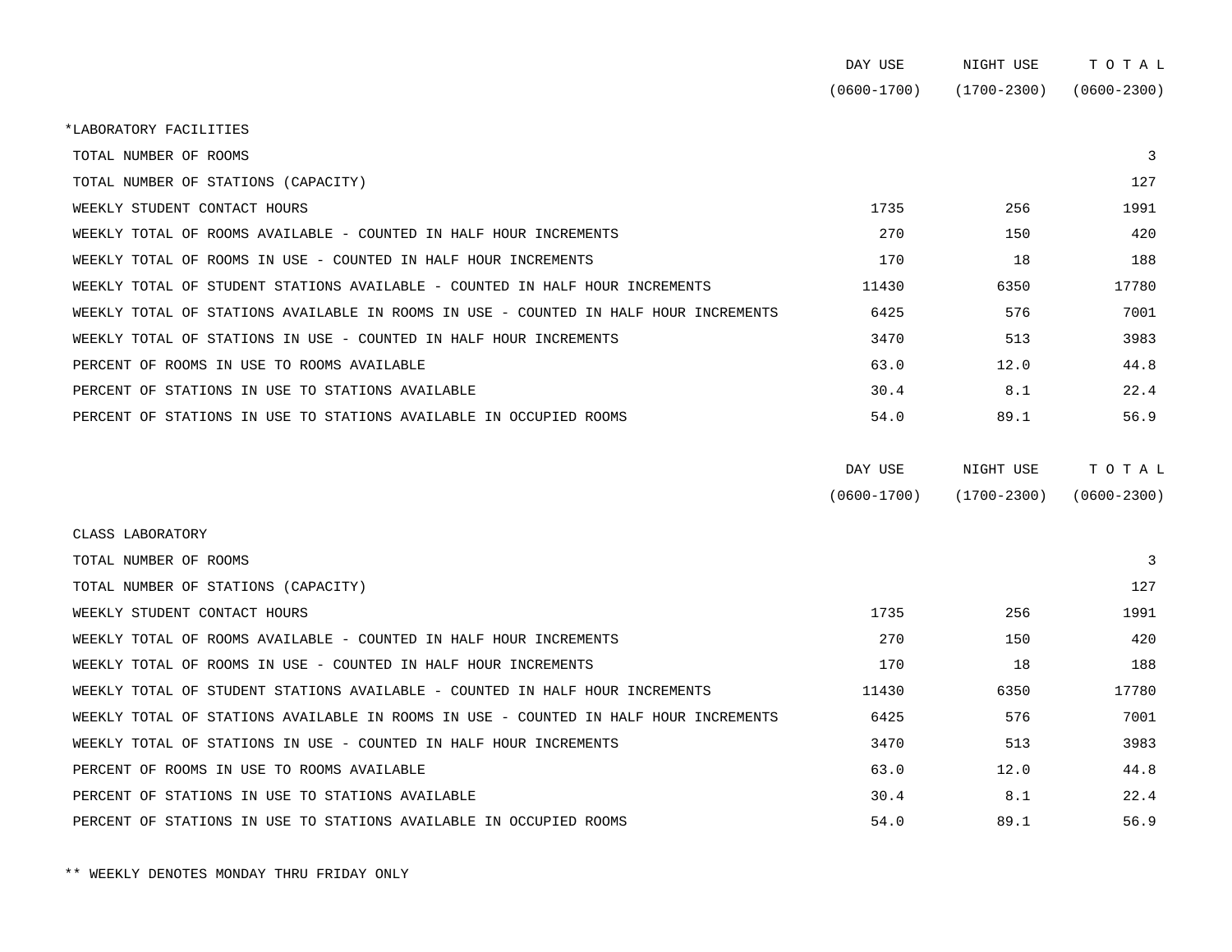| | DAY USE (0600-1700) | NIGHT USE (1700-2300) | T O T A L (0600-2300) |
|---|---|---|---|
| *LABORATORY FACILITIES | | | |
| TOTAL NUMBER OF ROOMS | | | 3 |
| TOTAL NUMBER OF STATIONS (CAPACITY) | | | 127 |
| WEEKLY STUDENT CONTACT HOURS | 1735 | 256 | 1991 |
| WEEKLY TOTAL OF ROOMS AVAILABLE - COUNTED IN HALF HOUR INCREMENTS | 270 | 150 | 420 |
| WEEKLY TOTAL OF ROOMS IN USE - COUNTED IN HALF HOUR INCREMENTS | 170 | 18 | 188 |
| WEEKLY TOTAL OF STUDENT STATIONS AVAILABLE - COUNTED IN HALF HOUR INCREMENTS | 11430 | 6350 | 17780 |
| WEEKLY TOTAL OF STATIONS AVAILABLE IN ROOMS IN USE - COUNTED IN HALF HOUR INCREMENTS | 6425 | 576 | 7001 |
| WEEKLY TOTAL OF STATIONS IN USE - COUNTED IN HALF HOUR INCREMENTS | 3470 | 513 | 3983 |
| PERCENT OF ROOMS IN USE TO ROOMS AVAILABLE | 63.0 | 12.0 | 44.8 |
| PERCENT OF STATIONS IN USE TO STATIONS AVAILABLE | 30.4 | 8.1 | 22.4 |
| PERCENT OF STATIONS IN USE TO STATIONS AVAILABLE IN OCCUPIED ROOMS | 54.0 | 89.1 | 56.9 |

| | DAY USE (0600-1700) | NIGHT USE (1700-2300) | T O T A L (0600-2300) |
|---|---|---|---|
| CLASS LABORATORY | | | |
| TOTAL NUMBER OF ROOMS | | | 3 |
| TOTAL NUMBER OF STATIONS (CAPACITY) | | | 127 |
| WEEKLY STUDENT CONTACT HOURS | 1735 | 256 | 1991 |
| WEEKLY TOTAL OF ROOMS AVAILABLE - COUNTED IN HALF HOUR INCREMENTS | 270 | 150 | 420 |
| WEEKLY TOTAL OF ROOMS IN USE - COUNTED IN HALF HOUR INCREMENTS | 170 | 18 | 188 |
| WEEKLY TOTAL OF STUDENT STATIONS AVAILABLE - COUNTED IN HALF HOUR INCREMENTS | 11430 | 6350 | 17780 |
| WEEKLY TOTAL OF STATIONS AVAILABLE IN ROOMS IN USE - COUNTED IN HALF HOUR INCREMENTS | 6425 | 576 | 7001 |
| WEEKLY TOTAL OF STATIONS IN USE - COUNTED IN HALF HOUR INCREMENTS | 3470 | 513 | 3983 |
| PERCENT OF ROOMS IN USE TO ROOMS AVAILABLE | 63.0 | 12.0 | 44.8 |
| PERCENT OF STATIONS IN USE TO STATIONS AVAILABLE | 30.4 | 8.1 | 22.4 |
| PERCENT OF STATIONS IN USE TO STATIONS AVAILABLE IN OCCUPIED ROOMS | 54.0 | 89.1 | 56.9 |

** WEEKLY DENOTES MONDAY THRU FRIDAY ONLY